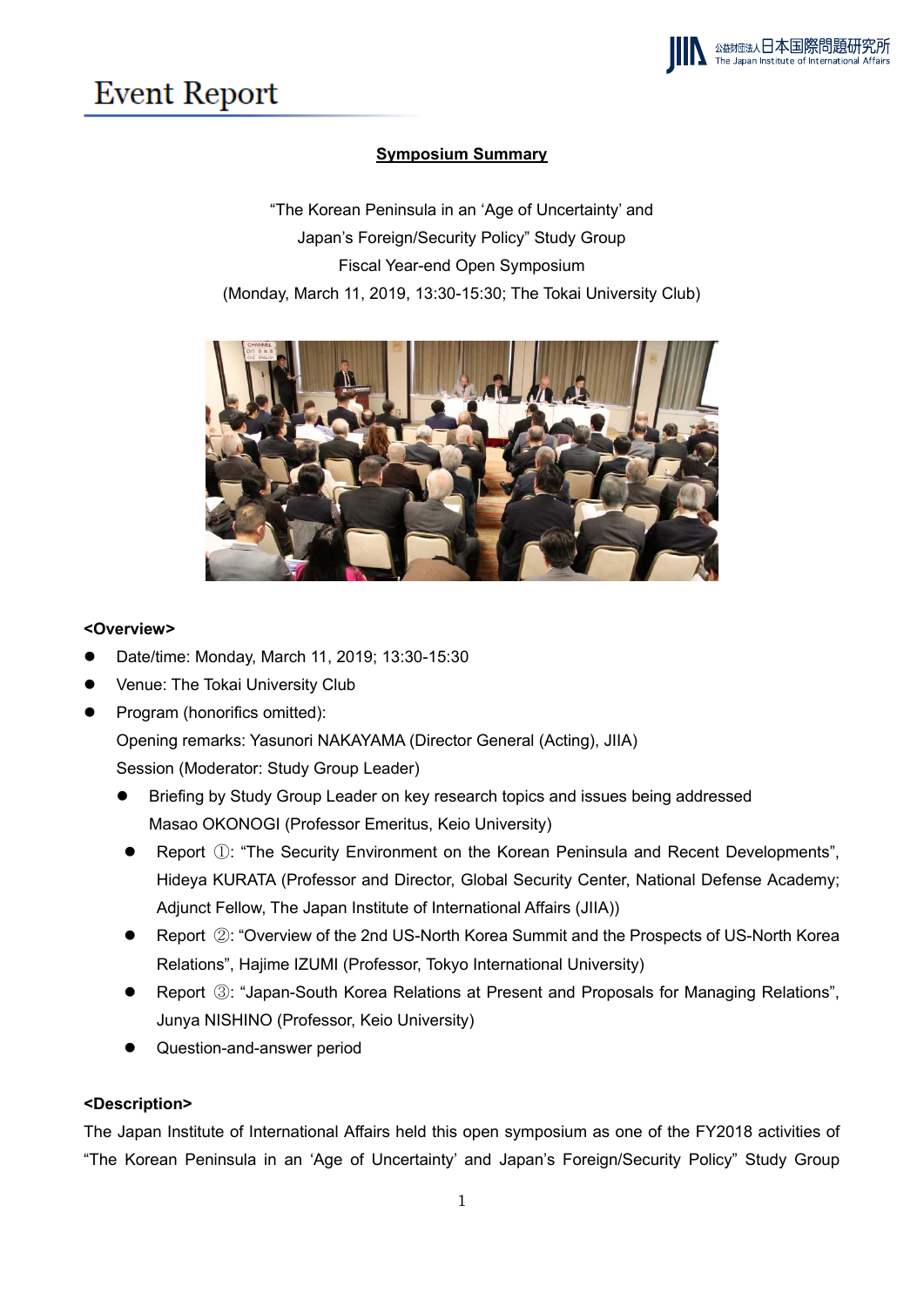# Event Report

**Symposium Summary**

"The Korean Peninsula in an 'Age of Uncertainty' and Japan's Foreign/Security Policy" Study Group
Fiscal Year-end Open Symposium
(Monday, March 11, 2019, 13:30-15:30; The Tokai University Club)

**<Overview>**

- Date/time: Monday, March 11, 2019; 13:30-15:30
- Venue: The Tokai University Club
- Program (honorifics omitted):
  Opening remarks: Yasunori NAKAYAMA (Director General (Acting), JIIA)
  Session (Moderator: Study Group Leader)
  - Briefing by Study Group Leader on key research topics and issues being addressed
    Masao OKONOGI (Professor Emeritus, Keio University)
  - Report ①: "The Security Environment on the Korean Peninsula and Recent Developments", Hideya KURATA (Professor and Director, Global Security Center, National Defense Academy; Adjunct Fellow, The Japan Institute of International Affairs (JIIA))
  - Report ②: "Overview of the 2nd US-North Korea Summit and the Prospects of US-North Korea Relations", Hajime IZUMI (Professor, Tokyo International University)
  - Report ③: "Japan-South Korea Relations at Present and Proposals for Managing Relations", Junya NISHINO (Professor, Keio University)
  - Question-and-answer period

**<Description>**

The Japan Institute of International Affairs held this open symposium as one of the FY2018 activities of "The Korean Peninsula in an 'Age of Uncertainty' and Japan's Foreign/Security Policy" Study Group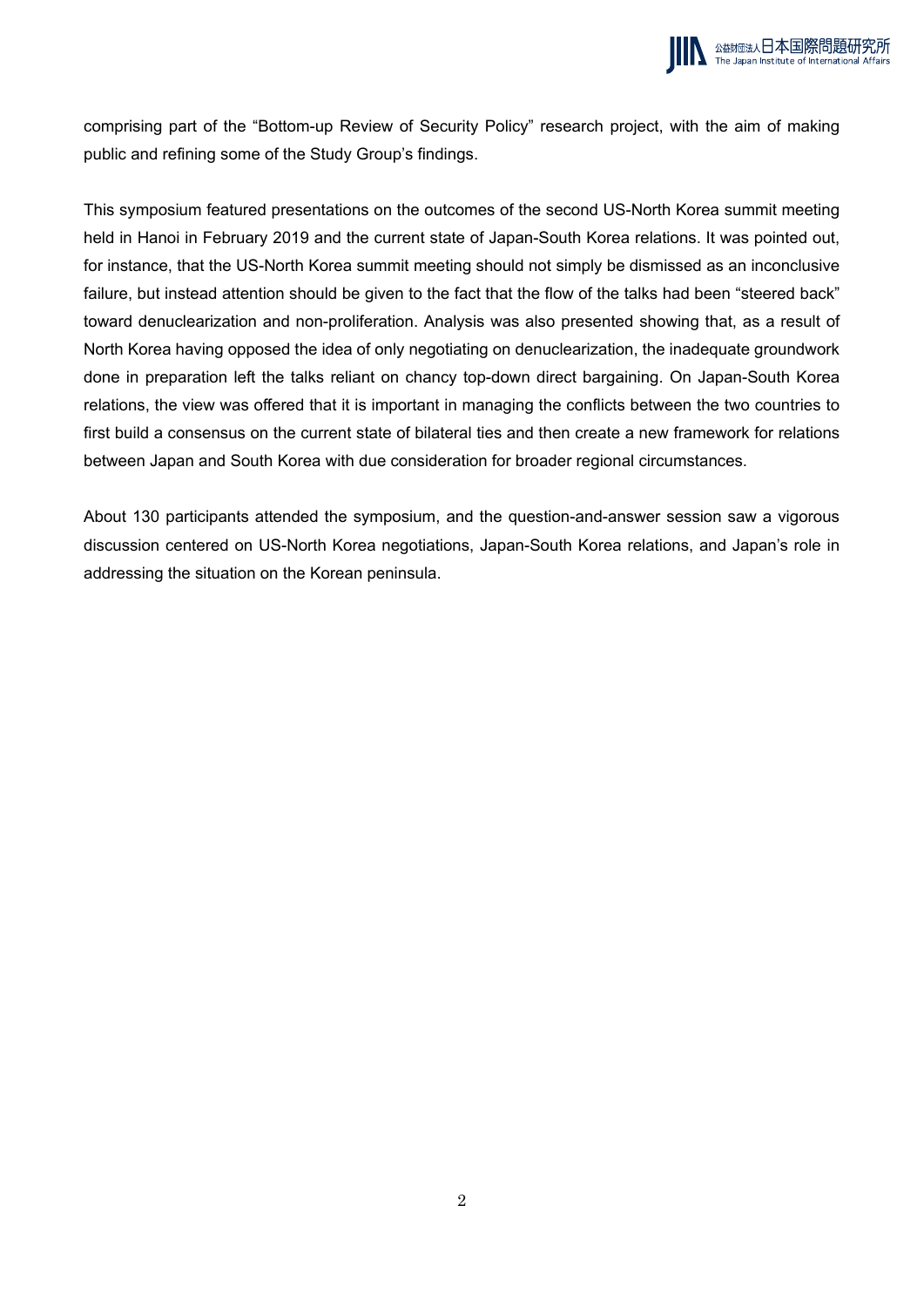comprising part of the “Bottom-up Review of Security Policy” research project, with the aim of making public and refining some of the Study Group’s findings.

This symposium featured presentations on the outcomes of the second US-North Korea summit meeting held in Hanoi in February 2019 and the current state of Japan-South Korea relations. It was pointed out, for instance, that the US-North Korea summit meeting should not simply be dismissed as an inconclusive failure, but instead attention should be given to the fact that the flow of the talks had been “steered back” toward denuclearization and non-proliferation. Analysis was also presented showing that, as a result of North Korea having opposed the idea of only negotiating on denuclearization, the inadequate groundwork done in preparation left the talks reliant on chancy top-down direct bargaining. On Japan-South Korea relations, the view was offered that it is important in managing the conflicts between the two countries to first build a consensus on the current state of bilateral ties and then create a new framework for relations between Japan and South Korea with due consideration for broader regional circumstances.

About 130 participants attended the symposium, and the question-and-answer session saw a vigorous discussion centered on US-North Korea negotiations, Japan-South Korea relations, and Japan’s role in addressing the situation on the Korean peninsula.